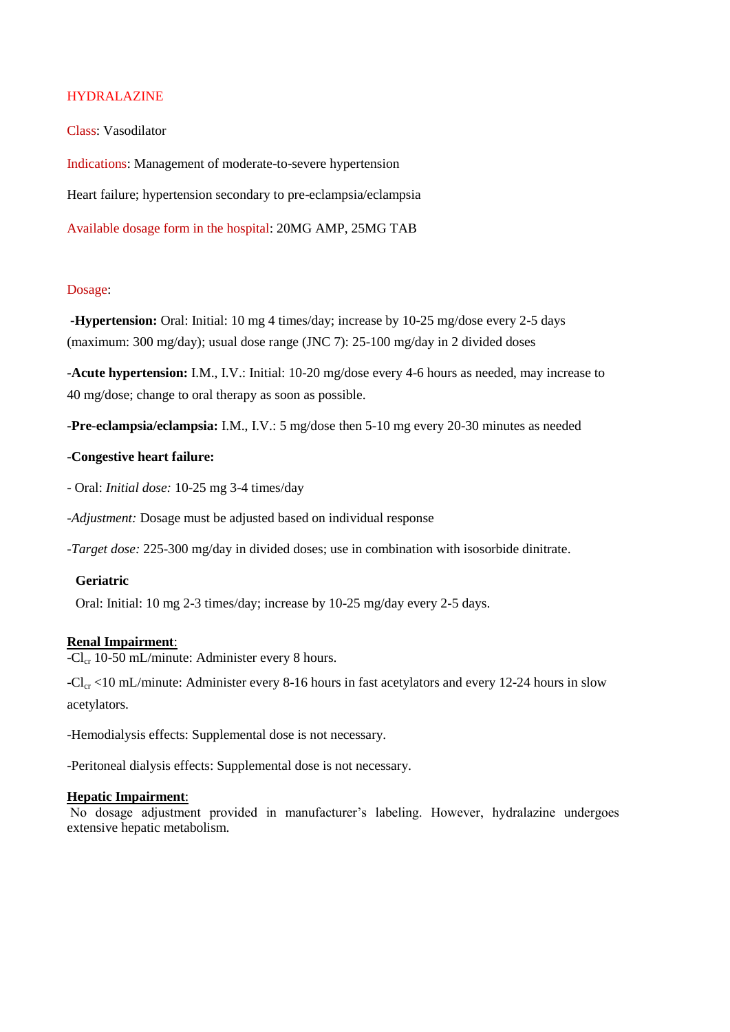# HYDRALAZINE

Class: Vasodilator

Indications: Management of moderate-to-severe hypertension

Heart failure; hypertension secondary to pre-eclampsia/eclampsia

Available dosage form in the hospital: 20MG AMP, 25MG TAB

Dosage:

**-Hypertension:** Oral: Initial: 10 mg 4 times/day; increase by 10-25 mg/dose every 2-5 days (maximum: 300 mg/day); usual dose range (JNC 7): 25-100 mg/day in 2 divided doses

**-Acute hypertension:** I.M., I.V.: Initial: 10-20 mg/dose every 4-6 hours as needed, may increase to 40 mg/dose; change to oral therapy as soon as possible.

**-Pre-eclampsia/eclampsia:** I.M., I.V.: 5 mg/dose then 5-10 mg every 20-30 minutes as needed

**-Congestive heart failure:**

- Oral: *Initial dose:* 10-25 mg 3-4 times/day

-*Adjustment:* Dosage must be adjusted based on individual response

-*Target dose:* 225-300 mg/day in divided doses; use in combination with isosorbide dinitrate.

**Geriatric**

Oral: Initial: 10 mg 2-3 times/day; increase by 10-25 mg/day every 2-5 days.

**Renal Impairment**:

-$Cl_{cr}$ 10-50 mL/minute: Administer every 8 hours.

-$Cl_{cr}$ <10 mL/minute: Administer every 8-16 hours in fast acetylators and every 12-24 hours in slow acetylators.

-Hemodialysis effects: Supplemental dose is not necessary.

-Peritoneal dialysis effects: Supplemental dose is not necessary.

**Hepatic Impairment**:

No dosage adjustment provided in manufacturer's labeling. However, hydralazine undergoes extensive hepatic metabolism.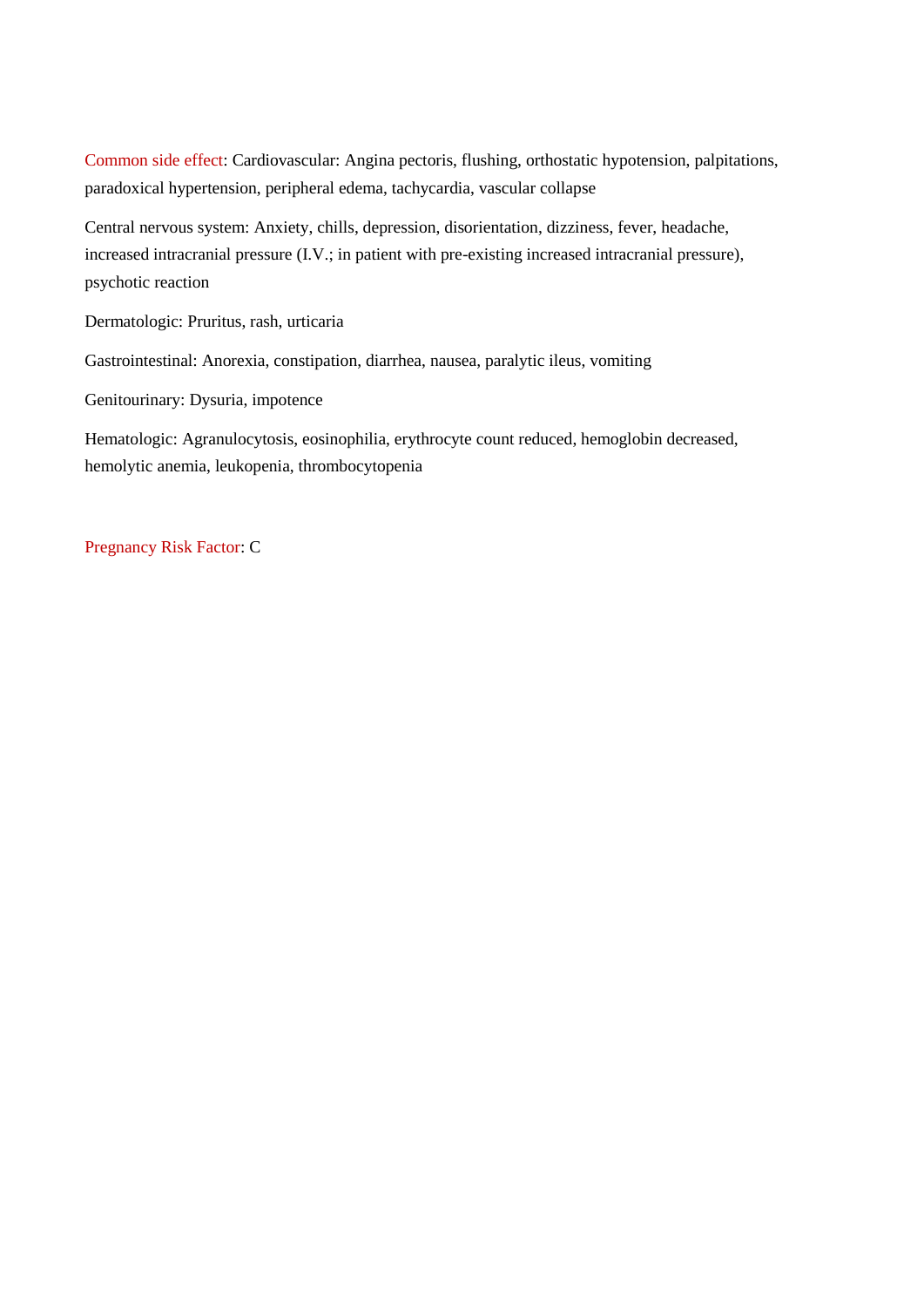**Common side effect**: Cardiovascular: Angina pectoris, flushing, orthostatic hypotension, palpitations, paradoxical hypertension, peripheral edema, tachycardia, vascular collapse

Central nervous system: Anxiety, chills, depression, disorientation, dizziness, fever, headache, increased intracranial pressure (I.V.; in patient with pre-existing increased intracranial pressure), psychotic reaction

Dermatologic: Pruritus, rash, urticaria

Gastrointestinal: Anorexia, constipation, diarrhea, nausea, paralytic ileus, vomiting

Genitourinary: Dysuria, impotence

Hematologic: Agranulocytosis, eosinophilia, erythrocyte count reduced, hemoglobin decreased, hemolytic anemia, leukopenia, thrombocytopenia

**Pregnancy Risk Factor**: C